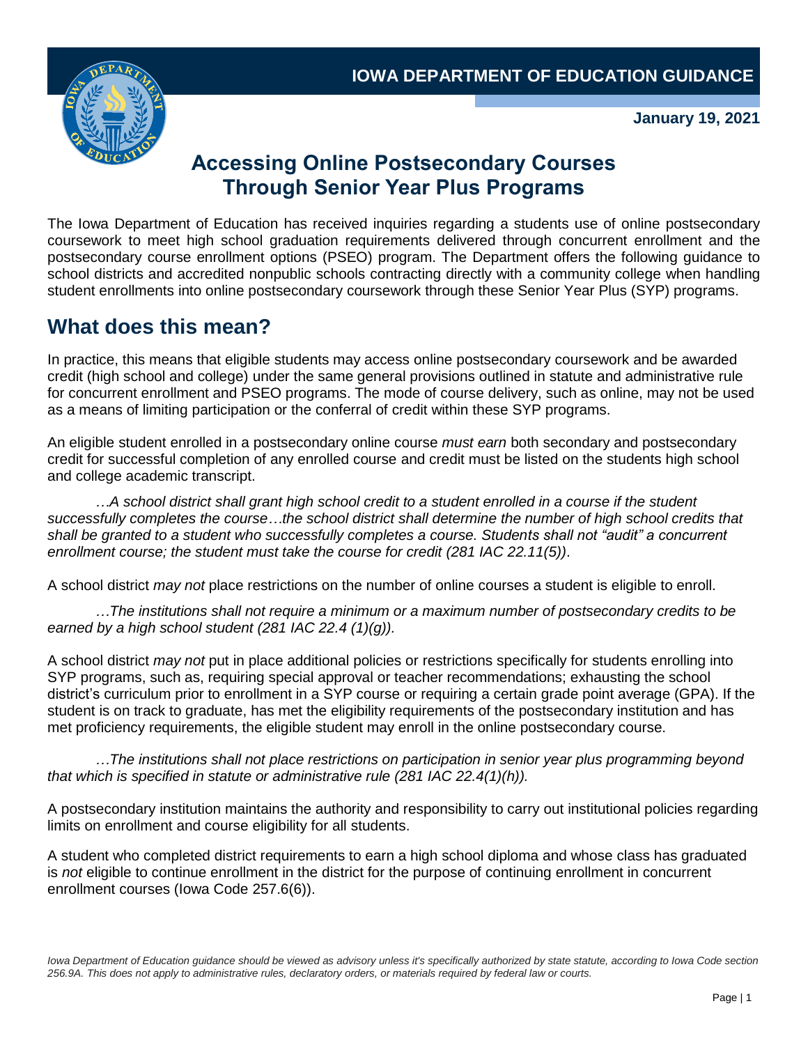**IOWA DEPARTMENT OF EDUCATION GUIDANCE**

**January 19, 2021**

# Accessing Online Postsecondary Courses Through Senior Year Plus Programs

The Iowa Department of Education has received inquiries regarding a students use of online postsecondary coursework to meet high school graduation requirements delivered through concurrent enrollment and the postsecondary course enrollment options (PSEO) program. The Department offers the following guidance to school districts and accredited nonpublic schools contracting directly with a community college when handling student enrollments into online postsecondary coursework through these Senior Year Plus (SYP) programs.

## What does this mean?

In practice, this means that eligible students may access online postsecondary coursework and be awarded credit (high school and college) under the same general provisions outlined in statute and administrative rule for concurrent enrollment and PSEO programs. The mode of course delivery, such as online, may not be used as a means of limiting participation or the conferral of credit within these SYP programs.

An eligible student enrolled in a postsecondary online course *must earn* both secondary and postsecondary credit for successful completion of any enrolled course and credit must be listed on the students high school and college academic transcript.

> *…A school district shall grant high school credit to a student enrolled in a course if the student successfully completes the course…the school district shall determine the number of high school credits that shall be granted to a student who successfully completes a course. Students shall not "audit" a concurrent enrollment course; the student must take the course for credit (281 IAC 22.11(5))*.

A school district *may not* place restrictions on the number of online courses a student is eligible to enroll.

> *…The institutions shall not require a minimum or a maximum number of postsecondary credits to be earned by a high school student (281 IAC 22.4 (1)(g)).*

A school district *may not* put in place additional policies or restrictions specifically for students enrolling into SYP programs, such as, requiring special approval or teacher recommendations; exhausting the school district's curriculum prior to enrollment in a SYP course or requiring a certain grade point average (GPA). If the student is on track to graduate, has met the eligibility requirements of the postsecondary institution and has met proficiency requirements, the eligible student may enroll in the online postsecondary course.

> *…The institutions shall not place restrictions on participation in senior year plus programming beyond that which is specified in statute or administrative rule (281 IAC 22.4(1)(h)).*

A postsecondary institution maintains the authority and responsibility to carry out institutional policies regarding limits on enrollment and course eligibility for all students.

A student who completed district requirements to earn a high school diploma and whose class has graduated is *not* eligible to continue enrollment in the district for the purpose of continuing enrollment in concurrent enrollment courses (Iowa Code 257.6(6)).

*Iowa Department of Education guidance should be viewed as advisory unless it's specifically authorized by state statute, according to Iowa Code section 256.9A. This does not apply to administrative rules, declaratory orders, or materials required by federal law or courts.*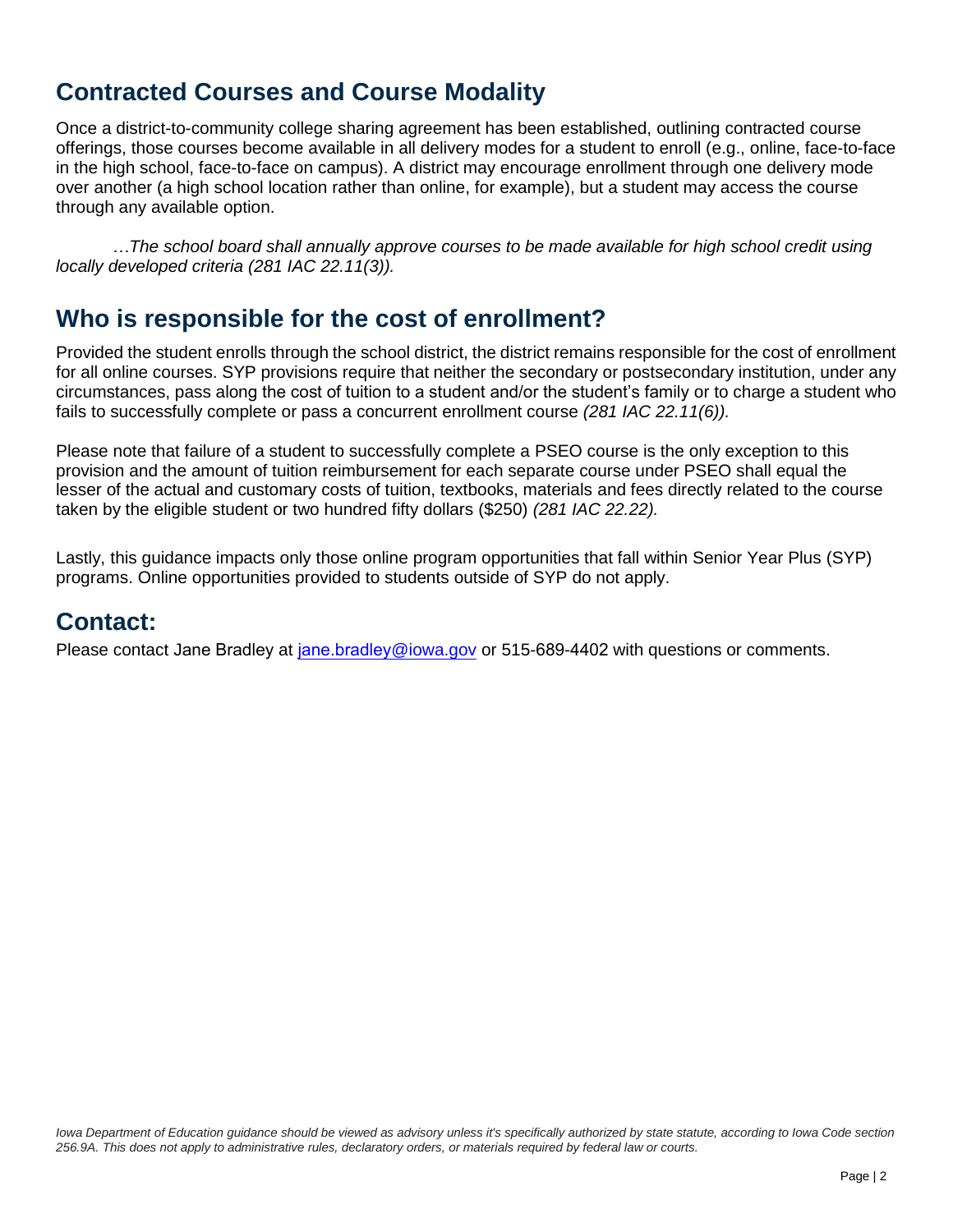## Contracted Courses and Course Modality

Once a district-to-community college sharing agreement has been established, outlining contracted course offerings, those courses become available in all delivery modes for a student to enroll (e.g., online, face-to-face in the high school, face-to-face on campus). A district may encourage enrollment through one delivery mode over another (a high school location rather than online, for example), but a student may access the course through any available option.

*…The school board shall annually approve courses to be made available for high school credit using locally developed criteria (281 IAC 22.11(3)).*

## Who is responsible for the cost of enrollment?

Provided the student enrolls through the school district, the district remains responsible for the cost of enrollment for all online courses. SYP provisions require that neither the secondary or postsecondary institution, under any circumstances, pass along the cost of tuition to a student and/or the student's family or to charge a student who fails to successfully complete or pass a concurrent enrollment course *(281 IAC 22.11(6)).*

Please note that failure of a student to successfully complete a PSEO course is the only exception to this provision and the amount of tuition reimbursement for each separate course under PSEO shall equal the lesser of the actual and customary costs of tuition, textbooks, materials and fees directly related to the course taken by the eligible student or two hundred fifty dollars ($250) *(281 IAC 22.22).*

Lastly, this guidance impacts only those online program opportunities that fall within Senior Year Plus (SYP) programs. Online opportunities provided to students outside of SYP do not apply.

## Contact:

Please contact Jane Bradley at [jane.bradley@iowa.gov](mailto:jane.bradley@iowa.gov) or 515-689-4402 with questions or comments.

*Iowa Department of Education guidance should be viewed as advisory unless it's specifically authorized by state statute, according to Iowa Code section 256.9A. This does not apply to administrative rules, declaratory orders, or materials required by federal law or courts.*